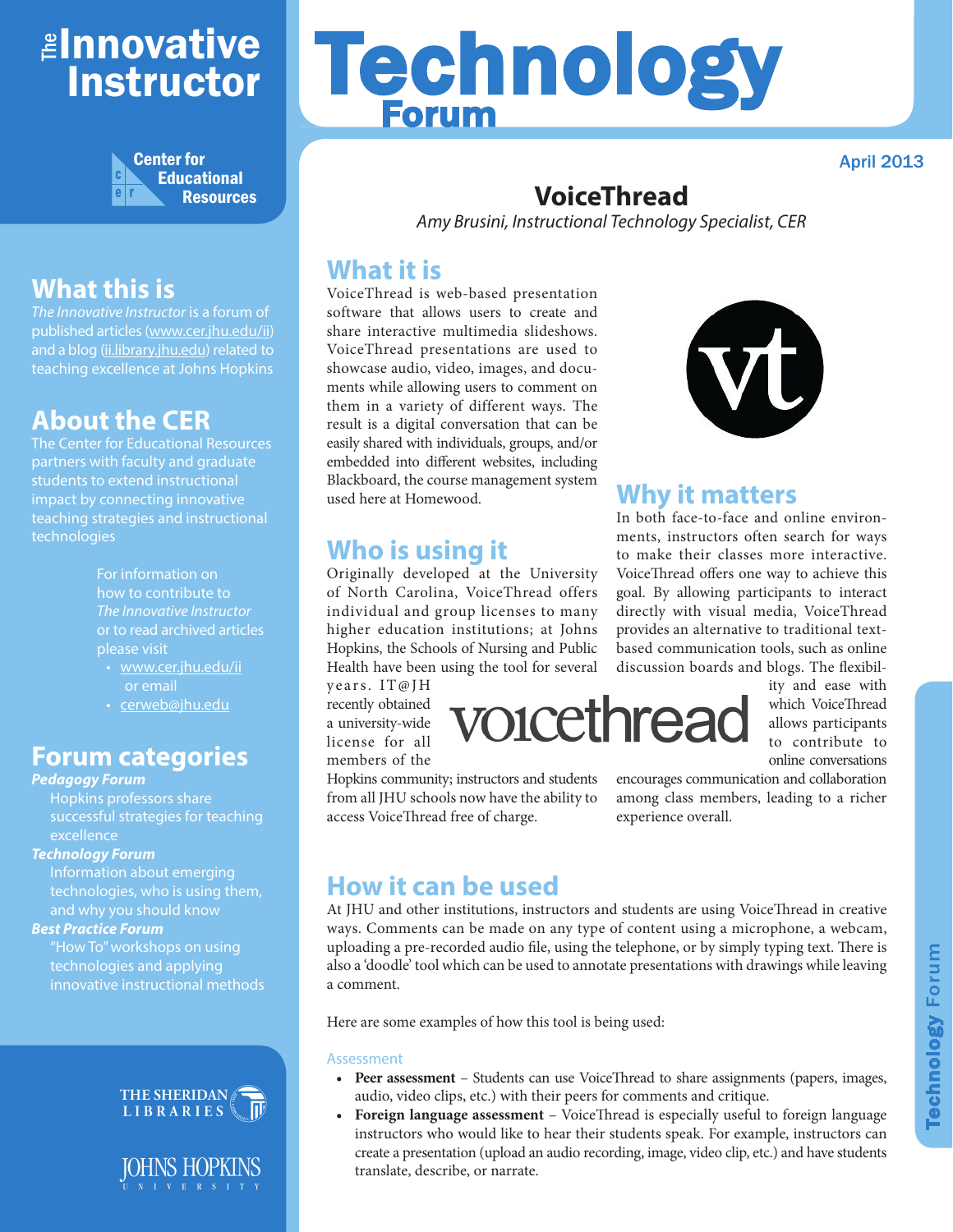# The Innovative Instructor

Center for Educational Resources

## What this is

*The Innovative Instructor* is a forum of published articles (www.cer.jhu.edu/ii) and a blog (ii.library.jhu.edu) related to teaching excellence at Johns Hopkins

## About the CER

The Center for Educational Resources partners with faculty and graduate students to extend instructional impact by connecting innovative teaching strategies and instructional technologies

For information on how to contribute to *The Innovative Instructor* or to read archived articles please visit

- www.cer.jhu.edu/ii or email
- cerweb@jhu.edu

## Forum categories

***Pedagogy Forum***
Hopkins professors share successful strategies for teaching excellence

***Technology Forum***
Information about emerging technologies, who is using them, and why you should know

***Best Practice Forum***
"How To" workshops on using technologies and applying innovative instructional methods

The Sheridan Libraries
Johns Hopkins University

# Technology Forum

April 2013

# VoiceThread

*Amy Brusini, Instructional Technology Specialist, CER*

## What it is

VoiceThread is web-based presentation software that allows users to create and share interactive multimedia slideshows. VoiceThread presentations are used to showcase audio, video, images, and documents while allowing users to comment on them in a variety of different ways. The result is a digital conversation that can be easily shared with individuals, groups, and/or embedded into different websites, including Blackboard, the course management system used here at Homewood.

## Who is using it

Originally developed at the University of North Carolina, VoiceThread offers individual and group licenses to many higher education institutions; at Johns Hopkins, the Schools of Nursing and Public Health have been using the tool for several years. IT@JH recently obtained a university-wide license for all members of the Hopkins community; instructors and students from all JHU schools now have the ability to access VoiceThread free of charge.

## Why it matters

In both face-to-face and online environments, instructors often search for ways to make their classes more interactive. VoiceThread offers one way to achieve this goal. By allowing participants to interact directly with visual media, VoiceThread provides an alternative to traditional text-based communication tools, such as online discussion boards and blogs. The flexibility and ease with which VoiceThread allows participants to contribute to online conversations encourages communication and collaboration among class members, leading to a richer experience overall.

## How it can be used

At JHU and other institutions, instructors and students are using VoiceThread in creative ways. Comments can be made on any type of content using a microphone, a webcam, uploading a pre-recorded audio file, using the telephone, or by simply typing text. There is also a 'doodle' tool which can be used to annotate presentations with drawings while leaving a comment.

Here are some examples of how this tool is being used:

### Assessment

- **Peer assessment** – Students can use VoiceThread to share assignments (papers, images, audio, video clips, etc.) with their peers for comments and critique.
- **Foreign language assessment** – VoiceThread is especially useful to foreign language instructors who would like to hear their students speak. For example, instructors can create a presentation (upload an audio recording, image, video clip, etc.) and have students translate, describe, or narrate.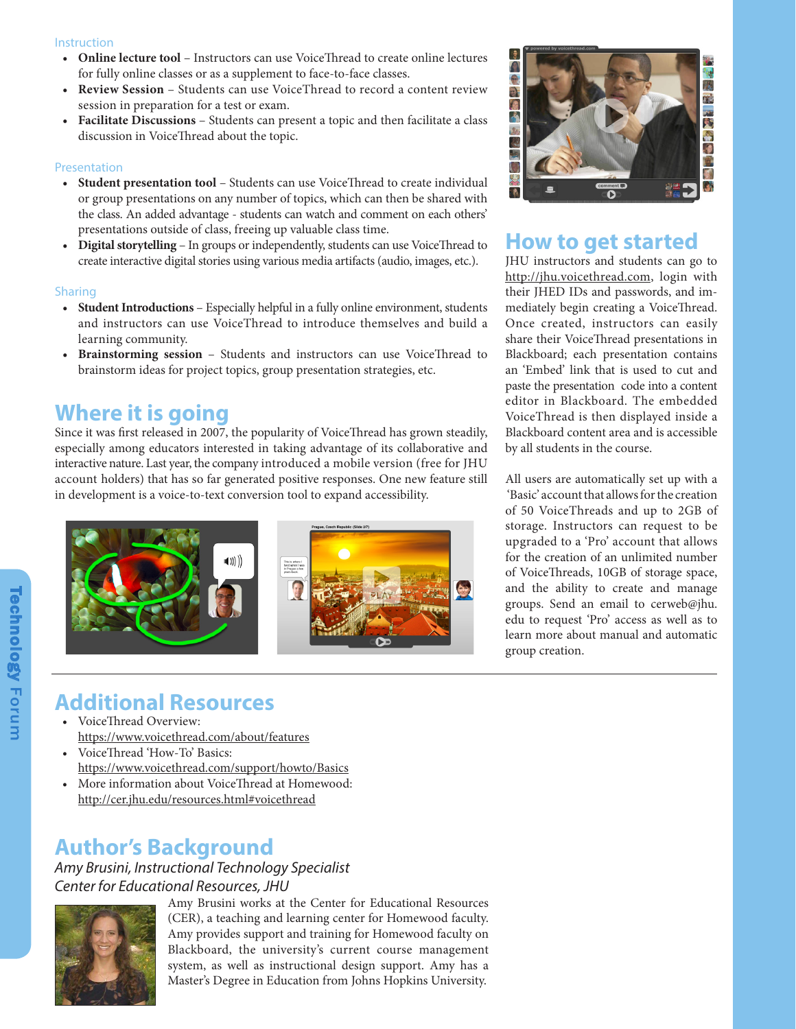Instruction

- **Online lecture tool** – Instructors can use VoiceThread to create online lectures for fully online classes or as a supplement to face-to-face classes.
- **Review Session** – Students can use VoiceThread to record a content review session in preparation for a test or exam.
- **Facilitate Discussions** – Students can present a topic and then facilitate a class discussion in VoiceThread about the topic.

Presentation

- **Student presentation tool** – Students can use VoiceThread to create individual or group presentations on any number of topics, which can then be shared with the class. An added advantage - students can watch and comment on each others' presentations outside of class, freeing up valuable class time.
- **Digital storytelling** – In groups or independently, students can use VoiceThread to create interactive digital stories using various media artifacts (audio, images, etc.).

Sharing

- **Student Introductions** – Especially helpful in a fully online environment, students and instructors can use VoiceThread to introduce themselves and build a learning community.
- **Brainstorming session** – Students and instructors can use VoiceThread to brainstorm ideas for project topics, group presentation strategies, etc.

## Where it is going

Since it was first released in 2007, the popularity of VoiceThread has grown steadily, especially among educators interested in taking advantage of its collaborative and interactive nature. Last year, the company introduced a mobile version (free for JHU account holders) that has so far generated positive responses. One new feature still in development is a voice-to-text conversion tool to expand accessibility.

## How to get started

JHU instructors and students can go to http://jhu.voicethread.com, login with their JHED IDs and passwords, and immediately begin creating a VoiceThread. Once created, instructors can easily share their VoiceThread presentations in Blackboard; each presentation contains an 'Embed' link that is used to cut and paste the presentation code into a content editor in Blackboard. The embedded VoiceThread is then displayed inside a Blackboard content area and is accessible by all students in the course.

All users are automatically set up with a 'Basic' account that allows for the creation of 50 VoiceThreads and up to 2GB of storage. Instructors can request to be upgraded to a 'Pro' account that allows for the creation of an unlimited number of VoiceThreads, 10GB of storage space, and the ability to create and manage groups. Send an email to cerweb@jhu.edu to request 'Pro' access as well as to learn more about manual and automatic group creation.

## Additional Resources

- VoiceThread Overview: https://www.voicethread.com/about/features
- VoiceThread 'How-To' Basics: https://www.voicethread.com/support/howto/Basics
- More information about VoiceThread at Homewood: http://cer.jhu.edu/resources.html#voicethread

## Author's Background

*Amy Brusini, Instructional Technology Specialist*
*Center for Educational Resources, JHU*

Amy Brusini works at the Center for Educational Resources (CER), a teaching and learning center for Homewood faculty. Amy provides support and training for Homewood faculty on Blackboard, the university's current course management system, as well as instructional design support. Amy has a Master's Degree in Education from Johns Hopkins University.